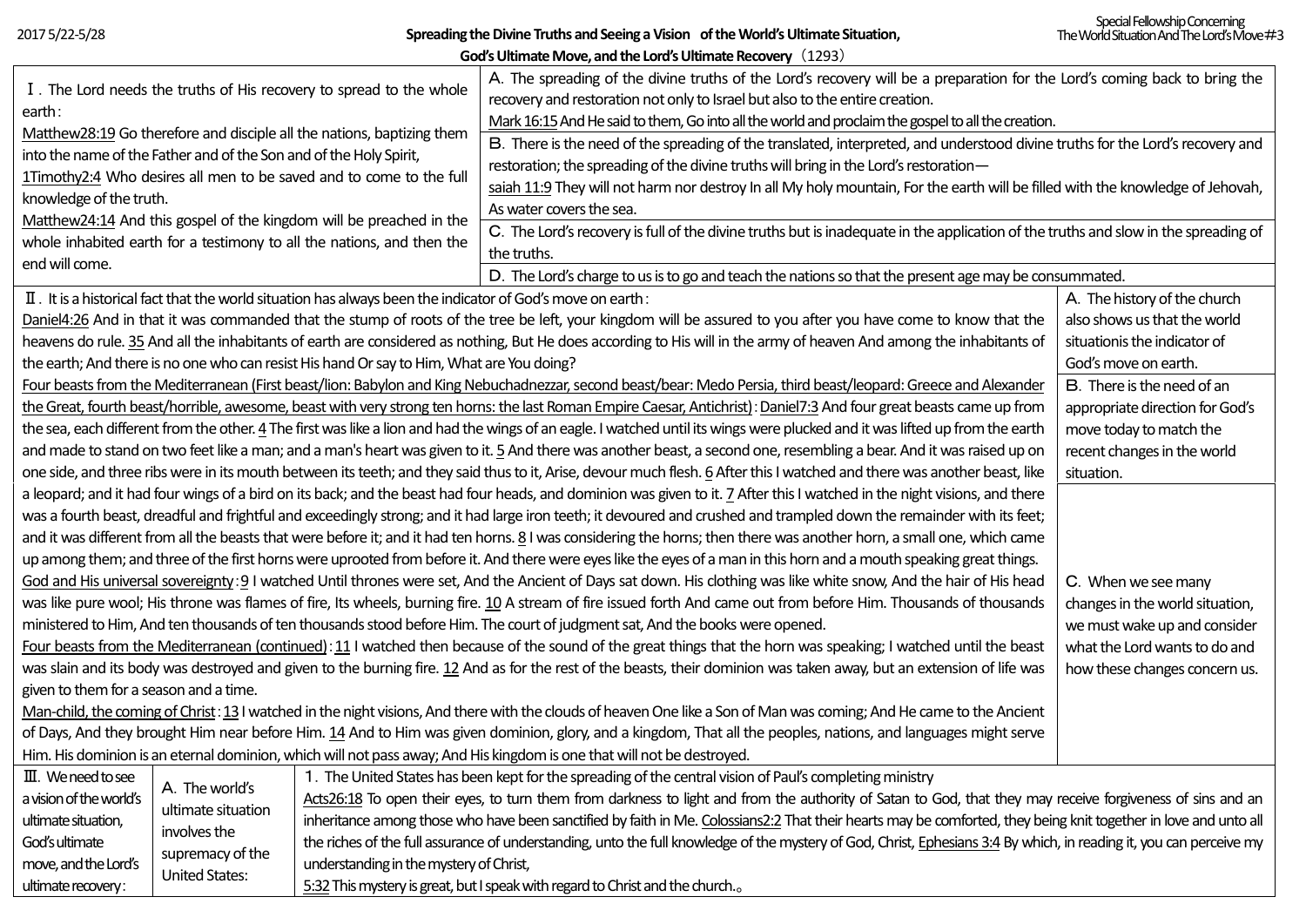2017 5/22-5/28

# Spreading the Divine Truths and Seeing a Vision of the World's Ultimate Situation, God's Ultimate Move, and the Lord's Ultimate Recovery（1293）

Special Fellowship Concerning The World Situation And The Lord's Move＃3

| Ⅰ. The Lord needs the truths of His recovery to spread to the whole earth: | |
|---|---|
| Matthew28:19 Go therefore and disciple all the nations, baptizing them into the name of the Father and of the Son and of the Holy Spirit,<br>1Timothy2:4 Who desires all men to be saved and to come to the full knowledge of the truth.<br>Matthew24:14 And this gospel of the kingdom will be preached in the whole inhabited earth for a testimony to all the nations, and then the end will come. | A. The spreading of the divine truths of the Lord's recovery will be a preparation for the Lord's coming back to bring the recovery and restoration not only to Israel but also to the entire creation.<br>Mark 16:15 And He said to them, Go into all the world and proclaim the gospel to all the creation.<br>B. There is the need of the spreading of the translated, interpreted, and understood divine truths for the Lord's recovery and restoration; the spreading of the divine truths will bring in the Lord's restoration—<br>saiah 11:9 They will not harm nor destroy In all My holy mountain, For the earth will be filled with the knowledge of Jehovah, As water covers the sea.<br>C. The Lord's recovery is full of the divine truths but is inadequate in the application of the truths and slow in the spreading of the truths.<br>D. The Lord's charge to us is to go and teach the nations so that the present age may be consummated. |

| Ⅱ. It is a historical fact that the world situation has always been the indicator of God's move on earth: | |
|---|---|
| Daniel4:26 And in that it was commanded that the stump of roots of the tree be left, your kingdom will be assured to you after you have come to know that the heavens do rule. 35 And all the inhabitants of earth are considered as nothing, But He does according to His will in the army of heaven And among the inhabitants of the earth; And there is no one who can resist His hand Or say to Him, What are You doing?<br>Four beasts from the Mediterranean (First beast/lion: Babylon and King Nebuchadnezzar, second beast/bear: Medo Persia, third beast/leopard: Greece and Alexander the Great, fourth beast/horrible, awesome, beast with very strong ten horns: the last Roman Empire Caesar, Antichrist): Daniel7:3 And four great beasts came up from the sea, each different from the other. 4 The first was like a lion and had the wings of an eagle. I watched until its wings were plucked and it was lifted up from the earth and made to stand on two feet like a man; and a man's heart was given to it. 5 And there was another beast, a second one, resembling a bear. And it was raised up on one side, and three ribs were in its mouth between its teeth; and they said thus to it, Arise, devour much flesh. 6 After this I watched and there was another beast, like a leopard; and it had four wings of a bird on its back; and the beast had four heads, and dominion was given to it. 7 After this I watched in the night visions, and there was a fourth beast, dreadful and frightful and exceedingly strong; and it had large iron teeth; it devoured and crushed and trampled down the remainder with its feet; and it was different from all the beasts that were before it; and it had ten horns. 8 I was considering the horns; then there was another horn, a small one, which came up among them; and three of the first horns were uprooted from before it. And there were eyes like the eyes of a man in this horn and a mouth speaking great things.<br>God and His universal sovereignty: 9 I watched Until thrones were set, And the Ancient of Days sat down. His clothing was like white snow, And the hair of His head was like pure wool; His throne was flames of fire, Its wheels, burning fire. 10 A stream of fire issued forth And came out from before Him. Thousands of thousands ministered to Him, And ten thousands of ten thousands stood before Him. The court of judgment sat, And the books were opened.<br>Four beasts from the Mediterranean (continued): 11 I watched then because of the sound of the great things that the horn was speaking; I watched until the beast was slain and its body was destroyed and given to the burning fire. 12 And as for the rest of the beasts, their dominion was taken away, but an extension of life was given to them for a season and a time.<br>Man-child, the coming of Christ: 13 I watched in the night visions, And there with the clouds of heaven One like a Son of Man was coming; And He came to the Ancient of Days, And they brought Him near before Him. 14 And to Him was given dominion, glory, and a kingdom, That all the peoples, nations, and languages might serve Him. His dominion is an eternal dominion, which will not pass away; And His kingdom is one that will not be destroyed. | A. The history of the church also shows us that the world situationis the indicator of God's move on earth.<br>B. There is the need of an appropriate direction for God's move today to match the recent changes in the world situation.<br>C. When we see many changes in the world situation, we must wake up and consider what the Lord wants to do and how these changes concern us. |

| Ⅲ. We need to see a vision of the world's ultimate situation, God's ultimate move, and the Lord's ultimate recovery: | A. The world's ultimate situation involves the supremacy of the United States: | 1. The United States has been kept for the spreading of the central vision of Paul's completing ministry<br>Acts26:18 To open their eyes, to turn them from darkness to light and from the authority of Satan to God, that they may receive forgiveness of sins and an inheritance among those who have been sanctified by faith in Me. Colossians2:2 That their hearts may be comforted, they being knit together in love and unto all the riches of the full assurance of understanding, unto the full knowledge of the mystery of God, Christ, Ephesians 3:4 By which, in reading it, you can perceive my understanding in the mystery of Christ,<br>5:32 This mystery is great, but I speak with regard to Christ and the church.。 |
|---|---|---|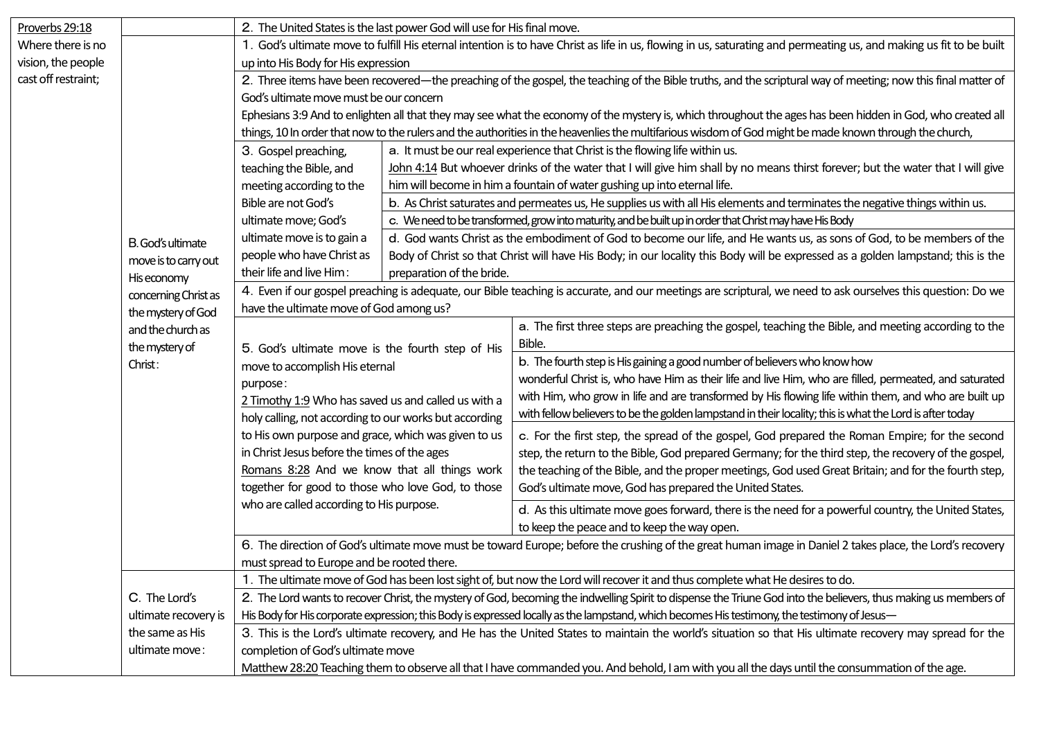| Proverbs 29:18 Where there is no vision, the people cast off restraint; | | | |
|---|---|---|---|
| | | 2. The United States is the last power God will use for His final move. | |
| | B. God's ultimate move is to carry out His economy concerning Christ as the mystery of God and the church as the mystery of Christ: | 1. God's ultimate move to fulfill His eternal intention is to have Christ as life in us, flowing in us, saturating and permeating us, and making us fit to be built up into His Body for His expression | |
| | | 2. Three items have been recovered—the preaching of the gospel, the teaching of the Bible truths, and the scriptural way of meeting; now this final matter of God's ultimate move must be our concern<br>Ephesians 3:9 And to enlighten all that they may see what the economy of the mystery is, which throughout the ages has been hidden in God, who created all things, 10 In order that now to the rulers and the authorities in the heavenlies the multifarious wisdom of God might be made known through the church, | |
| | | 3. Gospel preaching, teaching the Bible, and meeting according to the Bible are not God's ultimate move; God's ultimate move is to gain a people who have Christ as their life and live Him: | a. It must be our real experience that Christ is the flowing life within us.<br>John 4:14 But whoever drinks of the water that I will give him shall by no means thirst forever; but the water that I will give him will become in him a fountain of water gushing up into eternal life. |
| | | | b. As Christ saturates and permeates us, He supplies us with all His elements and terminates the negative things within us. |
| | | | c. We need to be transformed, grow into maturity, and be built up in order that Christ may have His Body |
| | | | d. God wants Christ as the embodiment of God to become our life, and He wants us, as sons of God, to be members of the Body of Christ so that Christ will have His Body; in our locality this Body will be expressed as a golden lampstand; this is the preparation of the bride. |
| | | 4. Even if our gospel preaching is adequate, our Bible teaching is accurate, and our meetings are scriptural, we need to ask ourselves this question: Do we have the ultimate move of God among us? | |
| | | 5. God's ultimate move is the fourth step of His move to accomplish His eternal purpose:<br>2 Timothy 1:9 Who has saved us and called us with a holy calling, not according to our works but according to His own purpose and grace, which was given to us in Christ Jesus before the times of the ages<br>Romans 8:28 And we know that all things work together for good to those who love God, to those who are called according to His purpose. | a. The first three steps are preaching the gospel, teaching the Bible, and meeting according to the Bible. |
| | | | b. The fourth step is His gaining a good number of believers who know how wonderful Christ is, who have Him as their life and live Him, who are filled, permeated, and saturated with Him, who grow in life and are transformed by His flowing life within them, and who are built up with fellow believers to be the golden lampstand in their locality; this is what the Lord is after today |
| | | | c. For the first step, the spread of the gospel, God prepared the Roman Empire; for the second step, the return to the Bible, God prepared Germany; for the third step, the recovery of the gospel, the teaching of the Bible, and the proper meetings, God used Great Britain; and for the fourth step, God's ultimate move, God has prepared the United States. |
| | | | d. As this ultimate move goes forward, there is the need for a powerful country, the United States, to keep the peace and to keep the way open. |
| | | 6. The direction of God's ultimate move must be toward Europe; before the crushing of the great human image in Daniel 2 takes place, the Lord's recovery must spread to Europe and be rooted there. | |
| | C. The Lord's ultimate recovery is the same as His ultimate move: | 1. The ultimate move of God has been lost sight of, but now the Lord will recover it and thus complete what He desires to do. | |
| | | 2. The Lord wants to recover Christ, the mystery of God, becoming the indwelling Spirit to dispense the Triune God into the believers, thus making us members of His Body for His corporate expression; this Body is expressed locally as the lampstand, which becomes His testimony, the testimony of Jesus— | |
| | | 3. This is the Lord's ultimate recovery, and He has the United States to maintain the world's situation so that His ultimate recovery may spread for the completion of God's ultimate move<br>Matthew 28:20 Teaching them to observe all that I have commanded you. And behold, I am with you all the days until the consummation of the age. | |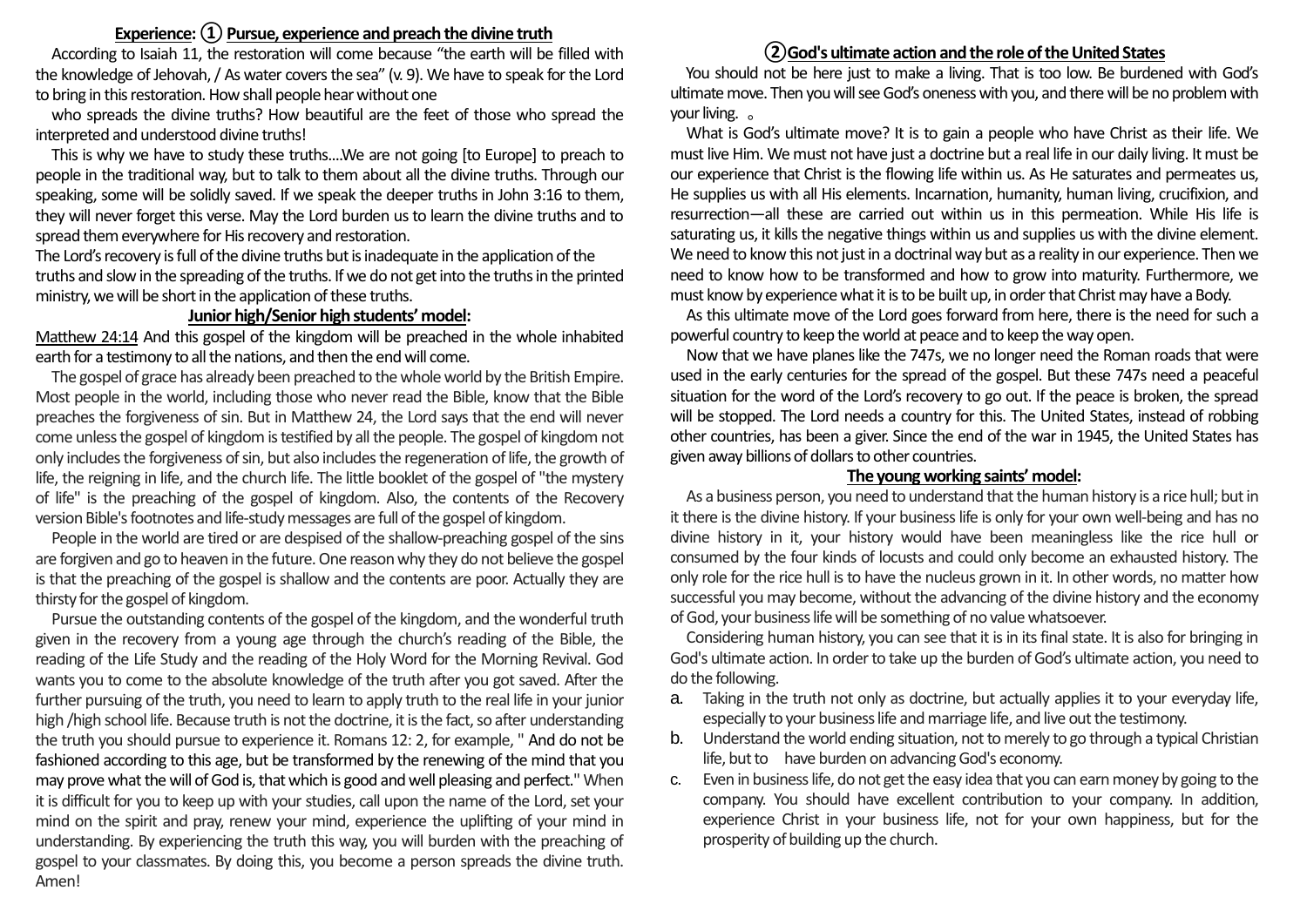## Experience: ① Pursue, experience and preach the divine truth

According to Isaiah 11, the restoration will come because "the earth will be filled with the knowledge of Jehovah, / As water covers the sea" (v. 9). We have to speak for the Lord to bring in this restoration. How shall people hear without one

who spreads the divine truths? How beautiful are the feet of those who spread the interpreted and understood divine truths!

This is why we have to study these truths....We are not going [to Europe] to preach to people in the traditional way, but to talk to them about all the divine truths. Through our speaking, some will be solidly saved. If we speak the deeper truths in John 3:16 to them, they will never forget this verse. May the Lord burden us to learn the divine truths and to spread them everywhere for His recovery and restoration.

The Lord's recovery is full of the divine truths but is inadequate in the application of the truths and slow in the spreading of the truths. If we do not get into the truths in the printed ministry, we will be short in the application of these truths.

### Junior high/Senior high students' model:

Matthew 24:14 And this gospel of the kingdom will be preached in the whole inhabited earth for a testimony to all the nations, and then the end will come.

The gospel of grace has already been preached to the whole world by the British Empire. Most people in the world, including those who never read the Bible, know that the Bible preaches the forgiveness of sin. But in Matthew 24, the Lord says that the end will never come unless the gospel of kingdom is testified by all the people. The gospel of kingdom not only includes the forgiveness of sin, but also includes the regeneration of life, the growth of life, the reigning in life, and the church life. The little booklet of the gospel of "the mystery of life" is the preaching of the gospel of kingdom. Also, the contents of the Recovery version Bible's footnotes and life-study messages are full of the gospel of kingdom.

People in the world are tired or are despised of the shallow-preaching gospel of the sins are forgiven and go to heaven in the future. One reason why they do not believe the gospel is that the preaching of the gospel is shallow and the contents are poor. Actually they are thirsty for the gospel of kingdom.

Pursue the outstanding contents of the gospel of the kingdom, and the wonderful truth given in the recovery from a young age through the church's reading of the Bible, the reading of the Life Study and the reading of the Holy Word for the Morning Revival. God wants you to come to the absolute knowledge of the truth after you got saved. After the further pursuing of the truth, you need to learn to apply truth to the real life in your junior high /high school life. Because truth is not the doctrine, it is the fact, so after understanding the truth you should pursue to experience it. Romans 12: 2, for example, " And do not be fashioned according to this age, but be transformed by the renewing of the mind that you may prove what the will of God is, that which is good and well pleasing and perfect." When it is difficult for you to keep up with your studies, call upon the name of the Lord, set your mind on the spirit and pray, renew your mind, experience the uplifting of your mind in understanding. By experiencing the truth this way, you will burden with the preaching of gospel to your classmates. By doing this, you become a person spreads the divine truth. Amen!

## ② God's ultimate action and the role of the United States

You should not be here just to make a living. That is too low. Be burdened with God's ultimate move. Then you will see God's oneness with you, and there will be no problem with your living. 。

What is God's ultimate move? It is to gain a people who have Christ as their life. We must live Him. We must not have just a doctrine but a real life in our daily living. It must be our experience that Christ is the flowing life within us. As He saturates and permeates us, He supplies us with all His elements. Incarnation, humanity, human living, crucifixion, and resurrection—all these are carried out within us in this permeation. While His life is saturating us, it kills the negative things within us and supplies us with the divine element. We need to know this not just in a doctrinal way but as a reality in our experience. Then we need to know how to be transformed and how to grow into maturity. Furthermore, we must know by experience what it is to be built up, in order that Christ may have a Body.

As this ultimate move of the Lord goes forward from here, there is the need for such a powerful country to keep the world at peace and to keep the way open.

Now that we have planes like the 747s, we no longer need the Roman roads that were used in the early centuries for the spread of the gospel. But these 747s need a peaceful situation for the word of the Lord's recovery to go out. If the peace is broken, the spread will be stopped. The Lord needs a country for this. The United States, instead of robbing other countries, has been a giver. Since the end of the war in 1945, the United States has given away billions of dollars to other countries.

### The young working saints' model:

As a business person, you need to understand that the human history is a rice hull; but in it there is the divine history. If your business life is only for your own well-being and has no divine history in it, your history would have been meaningless like the rice hull or consumed by the four kinds of locusts and could only become an exhausted history. The only role for the rice hull is to have the nucleus grown in it. In other words, no matter how successful you may become, without the advancing of the divine history and the economy of God, your business life will be something of no value whatsoever.

Considering human history, you can see that it is in its final state. It is also for bringing in God's ultimate action. In order to take up the burden of God's ultimate action, you need to do the following.

a. Taking in the truth not only as doctrine, but actually applies it to your everyday life, especially to your business life and marriage life, and live out the testimony.
b. Understand the world ending situation, not to merely to go through a typical Christian life, but to have burden on advancing God's economy.
c. Even in business life, do not get the easy idea that you can earn money by going to the company. You should have excellent contribution to your company. In addition, experience Christ in your business life, not for your own happiness, but for the prosperity of building up the church.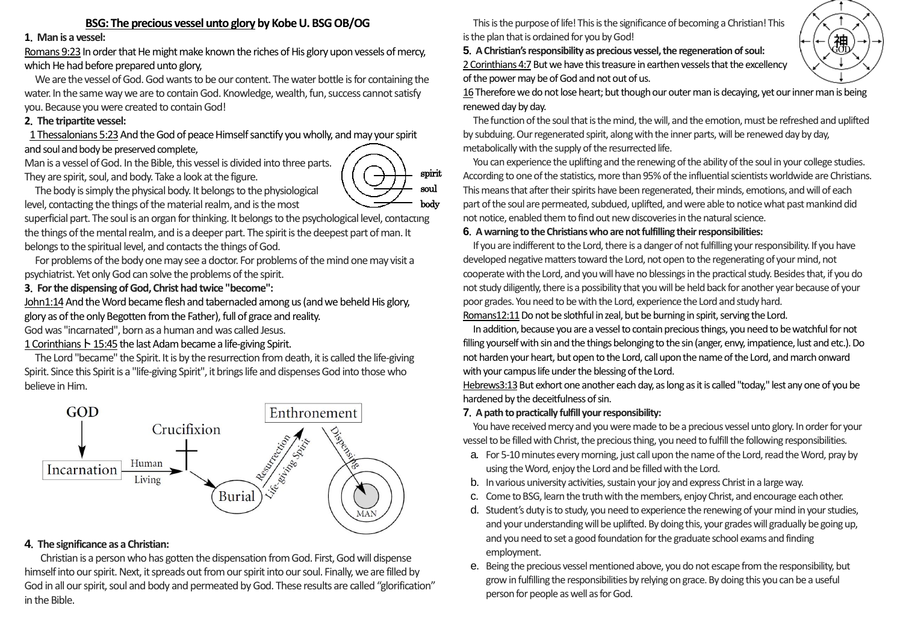## BSG: The precious vessel unto glory by Kobe U. BSG OB/OG

### 1. Man is a vessel:

Romans 9:23 In order that He might make known the riches of His glory upon vessels of mercy, which He had before prepared unto glory,

We are the vessel of God. God wants to be our content. The water bottle is for containing the water. In the same way we are to contain God. Knowledge, wealth, fun, success cannot satisfy you. Because you were created to contain God!

### 2. The tripartite vessel:

1 Thessalonians 5:23 And the God of peace Himself sanctify you wholly, and may your spirit and soul and body be preserved complete,

Man is a vessel of God. In the Bible, this vessel is divided into three parts. They are spirit, soul, and body. Take a look at the figure.

spirit
soul
body

The body is simply the physical body. It belongs to the physiological level, contacting the things of the material realm, and is the most superficial part. The soul is an organ for thinking. It belongs to the psychological level, contacting the things of the mental realm, and is a deeper part. The spirit is the deepest part of man. It belongs to the spiritual level, and contacts the things of God.

For problems of the body one may see a doctor. For problems of the mind one may visit a psychiatrist. Yet only God can solve the problems of the spirit.

### 3. For the dispensing of God, Christ had twice "become":

John1:14 And the Word became flesh and tabernacled among us (and we beheld His glory, glory as of the only Begotten from the Father), full of grace and reality.

God was "incarnated", born as a human and was called Jesus.

1 Corinthians ト 15:45 the last Adam became a life-giving Spirit.

The Lord "became" the Spirit. It is by the resurrection from death, it is called the life-giving Spirit. Since this Spirit is a "life-giving Spirit", it brings life and dispenses God into those who believe in Him.

GOD
Incarnation
Human Living
Crucifixion
Burial
Resurrection
Life-giving Spirit
Enthronement
Dispensing
MAN

### 4. The significance as a Christian:

Christian is a person who has gotten the dispensation from God. First, God will dispense himself into our spirit. Next, it spreads out from our spirit into our soul. Finally, we are filled by God in all our spirit, soul and body and permeated by God. These results are called "glorification" in the Bible.

This is the purpose of life! This is the significance of becoming a Christian! This is the plan that is ordained for you by God!

神
GOD

### 5. A Christian's responsibility as precious vessel, the regeneration of soul:

2 Corinthians 4:7 But we have this treasure in earthen vessels that the excellency of the power may be of God and not out of us.

16 Therefore we do not lose heart; but though our outer man is decaying, yet our inner man is being renewed day by day.

The function of the soul that is the mind, the will, and the emotion, must be refreshed and uplifted by subduing. Our regenerated spirit, along with the inner parts, will be renewed day by day, metabolically with the supply of the resurrected life.

You can experience the uplifting and the renewing of the ability of the soul in your college studies. According to one of the statistics, more than 95% of the influential scientists worldwide are Christians. This means that after their spirits have been regenerated, their minds, emotions, and will of each part of the soul are permeated, subdued, uplifted, and were able to notice what past mankind did not notice, enabled them to find out new discoveries in the natural science.

### 6. A warning to the Christians who are not fulfilling their responsibilities:

If you are indifferent to the Lord, there is a danger of not fulfilling your responsibility. If you have developed negative matters toward the Lord, not open to the regenerating of your mind, not cooperate with the Lord, and you will have no blessings in the practical study. Besides that, if you do not study diligently, there is a possibility that you will be held back for another year because of your poor grades. You need to be with the Lord, experience the Lord and study hard.

Romans12:11 Do not be slothful in zeal, but be burning in spirit, serving the Lord.

In addition, because you are a vessel to contain precious things, you need to be watchful for not filling yourself with sin and the things belonging to the sin (anger, envy, impatience, lust and etc.). Do not harden your heart, but open to the Lord, call upon the name of the Lord, and march onward with your campus life under the blessing of the Lord.

Hebrews3:13 But exhort one another each day, as long as it is called "today," lest any one of you be hardened by the deceitfulness of sin.

### 7. A path to practically fulfill your responsibility:

You have received mercy and you were made to be a precious vessel unto glory. In order for your vessel to be filled with Christ, the precious thing, you need to fulfill the following responsibilities.

a. For 5-10 minutes every morning, just call upon the name of the Lord, read the Word, pray by using the Word, enjoy the Lord and be filled with the Lord.
b. In various university activities, sustain your joy and express Christ in a large way.
c. Come to BSG, learn the truth with the members, enjoy Christ, and encourage each other.
d. Student's duty is to study, you need to experience the renewing of your mind in your studies, and your understanding will be uplifted. By doing this, your grades will gradually be going up, and you need to set a good foundation for the graduate school exams and finding employment.
e. Being the precious vessel mentioned above, you do not escape from the responsibility, but grow in fulfilling the responsibilities by relying on grace. By doing this you can be a useful person for people as well as for God.